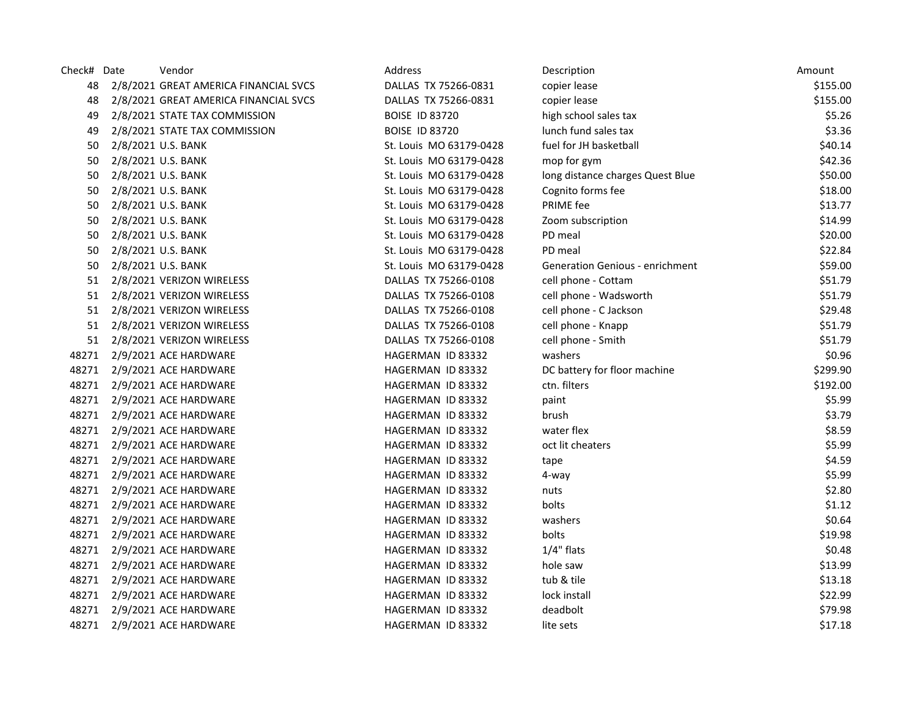| Check# | Date | Vendor | Address | Description | Amount |
|---|---|---|---|---|---|
| 48 | 2/8/2021 | GREAT AMERICA FINANCIAL SVCS | DALLAS TX 75266-0831 | copier lease | $155.00 |
| 48 | 2/8/2021 | GREAT AMERICA FINANCIAL SVCS | DALLAS TX 75266-0831 | copier lease | $155.00 |
| 49 | 2/8/2021 | STATE TAX COMMISSION | BOISE ID 83720 | high school sales tax | $5.26 |
| 49 | 2/8/2021 | STATE TAX COMMISSION | BOISE ID 83720 | lunch fund sales tax | $3.36 |
| 50 | 2/8/2021 | U.S. BANK | St. Louis MO 63179-0428 | fuel for JH basketball | $40.14 |
| 50 | 2/8/2021 | U.S. BANK | St. Louis MO 63179-0428 | mop for gym | $42.36 |
| 50 | 2/8/2021 | U.S. BANK | St. Louis MO 63179-0428 | long distance charges Quest Blue | $50.00 |
| 50 | 2/8/2021 | U.S. BANK | St. Louis MO 63179-0428 | Cognito forms fee | $18.00 |
| 50 | 2/8/2021 | U.S. BANK | St. Louis MO 63179-0428 | PRIME fee | $13.77 |
| 50 | 2/8/2021 | U.S. BANK | St. Louis MO 63179-0428 | Zoom subscription | $14.99 |
| 50 | 2/8/2021 | U.S. BANK | St. Louis MO 63179-0428 | PD meal | $20.00 |
| 50 | 2/8/2021 | U.S. BANK | St. Louis MO 63179-0428 | PD meal | $22.84 |
| 50 | 2/8/2021 | U.S. BANK | St. Louis MO 63179-0428 | Generation Genious - enrichment | $59.00 |
| 51 | 2/8/2021 | VERIZON WIRELESS | DALLAS TX 75266-0108 | cell phone - Cottam | $51.79 |
| 51 | 2/8/2021 | VERIZON WIRELESS | DALLAS TX 75266-0108 | cell phone - Wadsworth | $51.79 |
| 51 | 2/8/2021 | VERIZON WIRELESS | DALLAS TX 75266-0108 | cell phone - C Jackson | $29.48 |
| 51 | 2/8/2021 | VERIZON WIRELESS | DALLAS TX 75266-0108 | cell phone - Knapp | $51.79 |
| 51 | 2/8/2021 | VERIZON WIRELESS | DALLAS TX 75266-0108 | cell phone - Smith | $51.79 |
| 48271 | 2/9/2021 | ACE HARDWARE | HAGERMAN ID 83332 | washers | $0.96 |
| 48271 | 2/9/2021 | ACE HARDWARE | HAGERMAN ID 83332 | DC battery for floor machine | $299.90 |
| 48271 | 2/9/2021 | ACE HARDWARE | HAGERMAN ID 83332 | ctn. filters | $192.00 |
| 48271 | 2/9/2021 | ACE HARDWARE | HAGERMAN ID 83332 | paint | $5.99 |
| 48271 | 2/9/2021 | ACE HARDWARE | HAGERMAN ID 83332 | brush | $3.79 |
| 48271 | 2/9/2021 | ACE HARDWARE | HAGERMAN ID 83332 | water flex | $8.59 |
| 48271 | 2/9/2021 | ACE HARDWARE | HAGERMAN ID 83332 | oct lit cheaters | $5.99 |
| 48271 | 2/9/2021 | ACE HARDWARE | HAGERMAN ID 83332 | tape | $4.59 |
| 48271 | 2/9/2021 | ACE HARDWARE | HAGERMAN ID 83332 | 4-way | $5.99 |
| 48271 | 2/9/2021 | ACE HARDWARE | HAGERMAN ID 83332 | nuts | $2.80 |
| 48271 | 2/9/2021 | ACE HARDWARE | HAGERMAN ID 83332 | bolts | $1.12 |
| 48271 | 2/9/2021 | ACE HARDWARE | HAGERMAN ID 83332 | washers | $0.64 |
| 48271 | 2/9/2021 | ACE HARDWARE | HAGERMAN ID 83332 | bolts | $19.98 |
| 48271 | 2/9/2021 | ACE HARDWARE | HAGERMAN ID 83332 | 1/4" flats | $0.48 |
| 48271 | 2/9/2021 | ACE HARDWARE | HAGERMAN ID 83332 | hole saw | $13.99 |
| 48271 | 2/9/2021 | ACE HARDWARE | HAGERMAN ID 83332 | tub & tile | $13.18 |
| 48271 | 2/9/2021 | ACE HARDWARE | HAGERMAN ID 83332 | lock install | $22.99 |
| 48271 | 2/9/2021 | ACE HARDWARE | HAGERMAN ID 83332 | deadbolt | $79.98 |
| 48271 | 2/9/2021 | ACE HARDWARE | HAGERMAN ID 83332 | lite sets | $17.18 |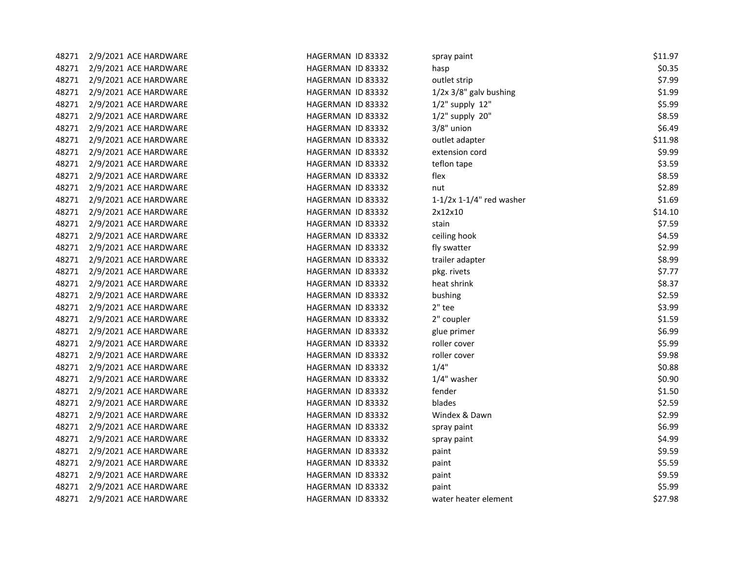| | | | | | |
|---|---|---|---|---|---|
| 48271 | 2/9/2021 | ACE HARDWARE | HAGERMAN ID 83332 | spray paint | $11.97 |
| 48271 | 2/9/2021 | ACE HARDWARE | HAGERMAN ID 83332 | hasp | $0.35 |
| 48271 | 2/9/2021 | ACE HARDWARE | HAGERMAN ID 83332 | outlet strip | $7.99 |
| 48271 | 2/9/2021 | ACE HARDWARE | HAGERMAN ID 83332 | 1/2x 3/8" galv bushing | $1.99 |
| 48271 | 2/9/2021 | ACE HARDWARE | HAGERMAN ID 83332 | 1/2" supply 12" | $5.99 |
| 48271 | 2/9/2021 | ACE HARDWARE | HAGERMAN ID 83332 | 1/2" supply 20" | $8.59 |
| 48271 | 2/9/2021 | ACE HARDWARE | HAGERMAN ID 83332 | 3/8" union | $6.49 |
| 48271 | 2/9/2021 | ACE HARDWARE | HAGERMAN ID 83332 | outlet adapter | $11.98 |
| 48271 | 2/9/2021 | ACE HARDWARE | HAGERMAN ID 83332 | extension cord | $9.99 |
| 48271 | 2/9/2021 | ACE HARDWARE | HAGERMAN ID 83332 | teflon tape | $3.59 |
| 48271 | 2/9/2021 | ACE HARDWARE | HAGERMAN ID 83332 | flex | $8.59 |
| 48271 | 2/9/2021 | ACE HARDWARE | HAGERMAN ID 83332 | nut | $2.89 |
| 48271 | 2/9/2021 | ACE HARDWARE | HAGERMAN ID 83332 | 1-1/2x 1-1/4" red washer | $1.69 |
| 48271 | 2/9/2021 | ACE HARDWARE | HAGERMAN ID 83332 | 2x12x10 | $14.10 |
| 48271 | 2/9/2021 | ACE HARDWARE | HAGERMAN ID 83332 | stain | $7.59 |
| 48271 | 2/9/2021 | ACE HARDWARE | HAGERMAN ID 83332 | ceiling hook | $4.59 |
| 48271 | 2/9/2021 | ACE HARDWARE | HAGERMAN ID 83332 | fly swatter | $2.99 |
| 48271 | 2/9/2021 | ACE HARDWARE | HAGERMAN ID 83332 | trailer adapter | $8.99 |
| 48271 | 2/9/2021 | ACE HARDWARE | HAGERMAN ID 83332 | pkg. rivets | $7.77 |
| 48271 | 2/9/2021 | ACE HARDWARE | HAGERMAN ID 83332 | heat shrink | $8.37 |
| 48271 | 2/9/2021 | ACE HARDWARE | HAGERMAN ID 83332 | bushing | $2.59 |
| 48271 | 2/9/2021 | ACE HARDWARE | HAGERMAN ID 83332 | 2" tee | $3.99 |
| 48271 | 2/9/2021 | ACE HARDWARE | HAGERMAN ID 83332 | 2" coupler | $1.59 |
| 48271 | 2/9/2021 | ACE HARDWARE | HAGERMAN ID 83332 | glue primer | $6.99 |
| 48271 | 2/9/2021 | ACE HARDWARE | HAGERMAN ID 83332 | roller cover | $5.99 |
| 48271 | 2/9/2021 | ACE HARDWARE | HAGERMAN ID 83332 | roller cover | $9.98 |
| 48271 | 2/9/2021 | ACE HARDWARE | HAGERMAN ID 83332 | 1/4" | $0.88 |
| 48271 | 2/9/2021 | ACE HARDWARE | HAGERMAN ID 83332 | 1/4" washer | $0.90 |
| 48271 | 2/9/2021 | ACE HARDWARE | HAGERMAN ID 83332 | fender | $1.50 |
| 48271 | 2/9/2021 | ACE HARDWARE | HAGERMAN ID 83332 | blades | $2.59 |
| 48271 | 2/9/2021 | ACE HARDWARE | HAGERMAN ID 83332 | Windex & Dawn | $2.99 |
| 48271 | 2/9/2021 | ACE HARDWARE | HAGERMAN ID 83332 | spray paint | $6.99 |
| 48271 | 2/9/2021 | ACE HARDWARE | HAGERMAN ID 83332 | spray paint | $4.99 |
| 48271 | 2/9/2021 | ACE HARDWARE | HAGERMAN ID 83332 | paint | $9.59 |
| 48271 | 2/9/2021 | ACE HARDWARE | HAGERMAN ID 83332 | paint | $5.59 |
| 48271 | 2/9/2021 | ACE HARDWARE | HAGERMAN ID 83332 | paint | $9.59 |
| 48271 | 2/9/2021 | ACE HARDWARE | HAGERMAN ID 83332 | paint | $5.99 |
| 48271 | 2/9/2021 | ACE HARDWARE | HAGERMAN ID 83332 | water heater element | $27.98 |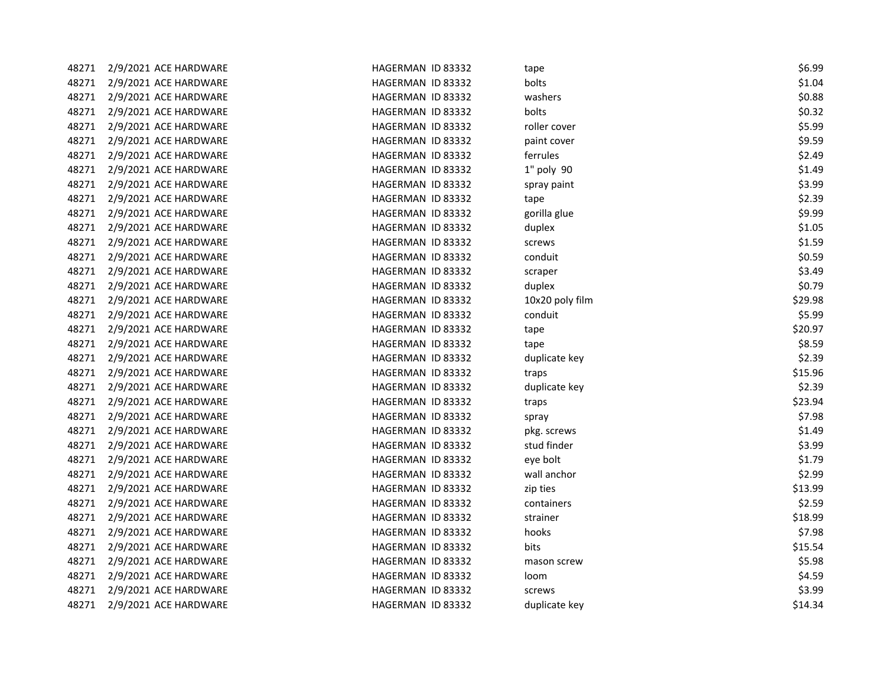| | | | | | |
|---|---|---|---|---|---|
| 48271 | 2/9/2021 | ACE HARDWARE | HAGERMAN ID 83332 | tape | $6.99 |
| 48271 | 2/9/2021 | ACE HARDWARE | HAGERMAN ID 83332 | bolts | $1.04 |
| 48271 | 2/9/2021 | ACE HARDWARE | HAGERMAN ID 83332 | washers | $0.88 |
| 48271 | 2/9/2021 | ACE HARDWARE | HAGERMAN ID 83332 | bolts | $0.32 |
| 48271 | 2/9/2021 | ACE HARDWARE | HAGERMAN ID 83332 | roller cover | $5.99 |
| 48271 | 2/9/2021 | ACE HARDWARE | HAGERMAN ID 83332 | paint cover | $9.59 |
| 48271 | 2/9/2021 | ACE HARDWARE | HAGERMAN ID 83332 | ferrules | $2.49 |
| 48271 | 2/9/2021 | ACE HARDWARE | HAGERMAN ID 83332 | 1" poly 90 | $1.49 |
| 48271 | 2/9/2021 | ACE HARDWARE | HAGERMAN ID 83332 | spray paint | $3.99 |
| 48271 | 2/9/2021 | ACE HARDWARE | HAGERMAN ID 83332 | tape | $2.39 |
| 48271 | 2/9/2021 | ACE HARDWARE | HAGERMAN ID 83332 | gorilla glue | $9.99 |
| 48271 | 2/9/2021 | ACE HARDWARE | HAGERMAN ID 83332 | duplex | $1.05 |
| 48271 | 2/9/2021 | ACE HARDWARE | HAGERMAN ID 83332 | screws | $1.59 |
| 48271 | 2/9/2021 | ACE HARDWARE | HAGERMAN ID 83332 | conduit | $0.59 |
| 48271 | 2/9/2021 | ACE HARDWARE | HAGERMAN ID 83332 | scraper | $3.49 |
| 48271 | 2/9/2021 | ACE HARDWARE | HAGERMAN ID 83332 | duplex | $0.79 |
| 48271 | 2/9/2021 | ACE HARDWARE | HAGERMAN ID 83332 | 10x20 poly film | $29.98 |
| 48271 | 2/9/2021 | ACE HARDWARE | HAGERMAN ID 83332 | conduit | $5.99 |
| 48271 | 2/9/2021 | ACE HARDWARE | HAGERMAN ID 83332 | tape | $20.97 |
| 48271 | 2/9/2021 | ACE HARDWARE | HAGERMAN ID 83332 | tape | $8.59 |
| 48271 | 2/9/2021 | ACE HARDWARE | HAGERMAN ID 83332 | duplicate key | $2.39 |
| 48271 | 2/9/2021 | ACE HARDWARE | HAGERMAN ID 83332 | traps | $15.96 |
| 48271 | 2/9/2021 | ACE HARDWARE | HAGERMAN ID 83332 | duplicate key | $2.39 |
| 48271 | 2/9/2021 | ACE HARDWARE | HAGERMAN ID 83332 | traps | $23.94 |
| 48271 | 2/9/2021 | ACE HARDWARE | HAGERMAN ID 83332 | spray | $7.98 |
| 48271 | 2/9/2021 | ACE HARDWARE | HAGERMAN ID 83332 | pkg. screws | $1.49 |
| 48271 | 2/9/2021 | ACE HARDWARE | HAGERMAN ID 83332 | stud finder | $3.99 |
| 48271 | 2/9/2021 | ACE HARDWARE | HAGERMAN ID 83332 | eye bolt | $1.79 |
| 48271 | 2/9/2021 | ACE HARDWARE | HAGERMAN ID 83332 | wall anchor | $2.99 |
| 48271 | 2/9/2021 | ACE HARDWARE | HAGERMAN ID 83332 | zip ties | $13.99 |
| 48271 | 2/9/2021 | ACE HARDWARE | HAGERMAN ID 83332 | containers | $2.59 |
| 48271 | 2/9/2021 | ACE HARDWARE | HAGERMAN ID 83332 | strainer | $18.99 |
| 48271 | 2/9/2021 | ACE HARDWARE | HAGERMAN ID 83332 | hooks | $7.98 |
| 48271 | 2/9/2021 | ACE HARDWARE | HAGERMAN ID 83332 | bits | $15.54 |
| 48271 | 2/9/2021 | ACE HARDWARE | HAGERMAN ID 83332 | mason screw | $5.98 |
| 48271 | 2/9/2021 | ACE HARDWARE | HAGERMAN ID 83332 | loom | $4.59 |
| 48271 | 2/9/2021 | ACE HARDWARE | HAGERMAN ID 83332 | screws | $3.99 |
| 48271 | 2/9/2021 | ACE HARDWARE | HAGERMAN ID 83332 | duplicate key | $14.34 |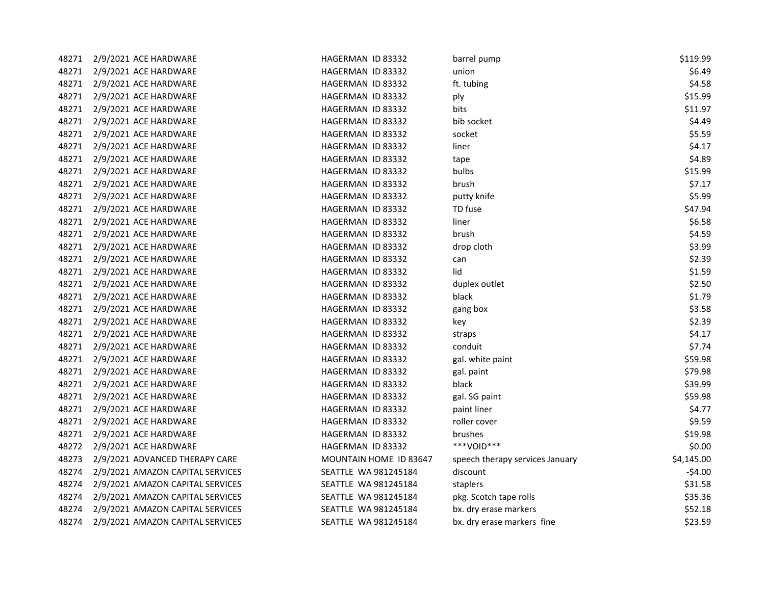| | | | | | |
|---|---|---|---|---|---|
| 48271 | 2/9/2021 | ACE HARDWARE | HAGERMAN ID 83332 | barrel pump | $119.99 |
| 48271 | 2/9/2021 | ACE HARDWARE | HAGERMAN ID 83332 | union | $6.49 |
| 48271 | 2/9/2021 | ACE HARDWARE | HAGERMAN ID 83332 | ft. tubing | $4.58 |
| 48271 | 2/9/2021 | ACE HARDWARE | HAGERMAN ID 83332 | ply | $15.99 |
| 48271 | 2/9/2021 | ACE HARDWARE | HAGERMAN ID 83332 | bits | $11.97 |
| 48271 | 2/9/2021 | ACE HARDWARE | HAGERMAN ID 83332 | bib socket | $4.49 |
| 48271 | 2/9/2021 | ACE HARDWARE | HAGERMAN ID 83332 | socket | $5.59 |
| 48271 | 2/9/2021 | ACE HARDWARE | HAGERMAN ID 83332 | liner | $4.17 |
| 48271 | 2/9/2021 | ACE HARDWARE | HAGERMAN ID 83332 | tape | $4.89 |
| 48271 | 2/9/2021 | ACE HARDWARE | HAGERMAN ID 83332 | bulbs | $15.99 |
| 48271 | 2/9/2021 | ACE HARDWARE | HAGERMAN ID 83332 | brush | $7.17 |
| 48271 | 2/9/2021 | ACE HARDWARE | HAGERMAN ID 83332 | putty knife | $5.99 |
| 48271 | 2/9/2021 | ACE HARDWARE | HAGERMAN ID 83332 | TD fuse | $47.94 |
| 48271 | 2/9/2021 | ACE HARDWARE | HAGERMAN ID 83332 | liner | $6.58 |
| 48271 | 2/9/2021 | ACE HARDWARE | HAGERMAN ID 83332 | brush | $4.59 |
| 48271 | 2/9/2021 | ACE HARDWARE | HAGERMAN ID 83332 | drop cloth | $3.99 |
| 48271 | 2/9/2021 | ACE HARDWARE | HAGERMAN ID 83332 | can | $2.39 |
| 48271 | 2/9/2021 | ACE HARDWARE | HAGERMAN ID 83332 | lid | $1.59 |
| 48271 | 2/9/2021 | ACE HARDWARE | HAGERMAN ID 83332 | duplex outlet | $2.50 |
| 48271 | 2/9/2021 | ACE HARDWARE | HAGERMAN ID 83332 | black | $1.79 |
| 48271 | 2/9/2021 | ACE HARDWARE | HAGERMAN ID 83332 | gang box | $3.58 |
| 48271 | 2/9/2021 | ACE HARDWARE | HAGERMAN ID 83332 | key | $2.39 |
| 48271 | 2/9/2021 | ACE HARDWARE | HAGERMAN ID 83332 | straps | $4.17 |
| 48271 | 2/9/2021 | ACE HARDWARE | HAGERMAN ID 83332 | conduit | $7.74 |
| 48271 | 2/9/2021 | ACE HARDWARE | HAGERMAN ID 83332 | gal. white paint | $59.98 |
| 48271 | 2/9/2021 | ACE HARDWARE | HAGERMAN ID 83332 | gal. paint | $79.98 |
| 48271 | 2/9/2021 | ACE HARDWARE | HAGERMAN ID 83332 | black | $39.99 |
| 48271 | 2/9/2021 | ACE HARDWARE | HAGERMAN ID 83332 | gal. SG paint | $59.98 |
| 48271 | 2/9/2021 | ACE HARDWARE | HAGERMAN ID 83332 | paint liner | $4.77 |
| 48271 | 2/9/2021 | ACE HARDWARE | HAGERMAN ID 83332 | roller cover | $9.59 |
| 48271 | 2/9/2021 | ACE HARDWARE | HAGERMAN ID 83332 | brushes | $19.98 |
| 48272 | 2/9/2021 | ACE HARDWARE | HAGERMAN ID 83332 | ***VOID*** | $0.00 |
| 48273 | 2/9/2021 | ADVANCED THERAPY CARE | MOUNTAIN HOME ID 83647 | speech therapy services January | $4,145.00 |
| 48274 | 2/9/2021 | AMAZON CAPITAL SERVICES | SEATTLE WA 981245184 | discount | -$4.00 |
| 48274 | 2/9/2021 | AMAZON CAPITAL SERVICES | SEATTLE WA 981245184 | staplers | $31.58 |
| 48274 | 2/9/2021 | AMAZON CAPITAL SERVICES | SEATTLE WA 981245184 | pkg. Scotch tape rolls | $35.36 |
| 48274 | 2/9/2021 | AMAZON CAPITAL SERVICES | SEATTLE WA 981245184 | bx. dry erase markers | $52.18 |
| 48274 | 2/9/2021 | AMAZON CAPITAL SERVICES | SEATTLE WA 981245184 | bx. dry erase markers fine | $23.59 |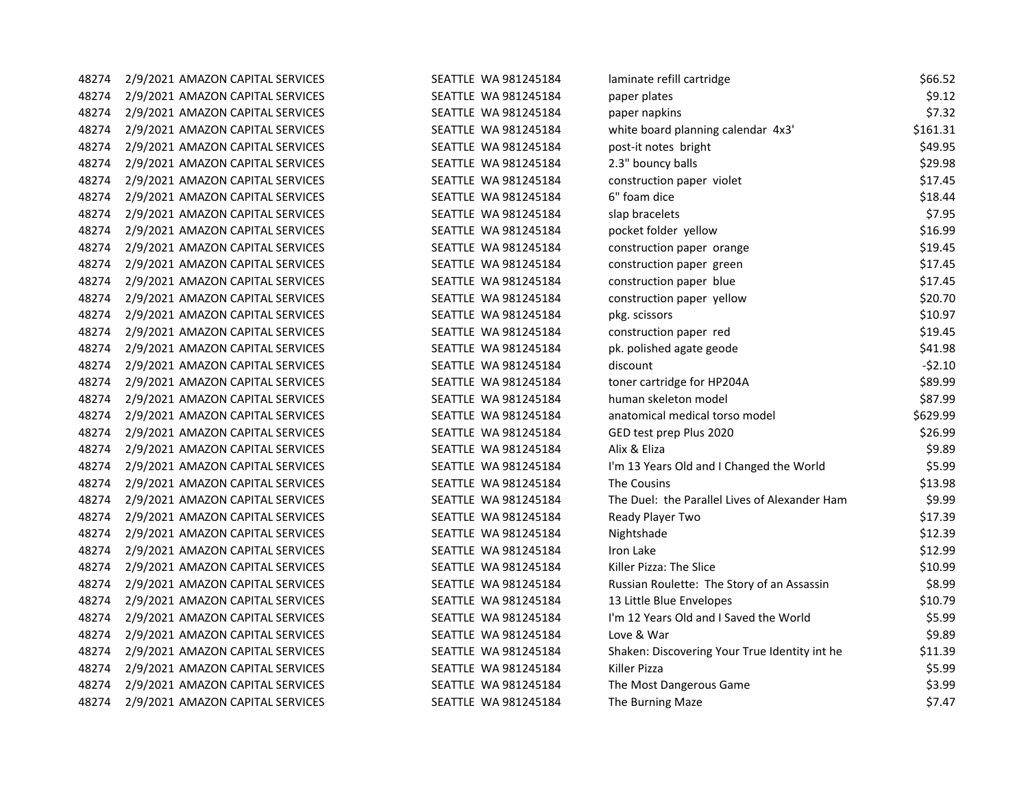| | | | | | |
|---|---|---|---|---|---|
| 48274 | 2/9/2021 | AMAZON CAPITAL SERVICES | SEATTLE WA 981245184 | laminate refill cartridge | $66.52 |
| 48274 | 2/9/2021 | AMAZON CAPITAL SERVICES | SEATTLE WA 981245184 | paper plates | $9.12 |
| 48274 | 2/9/2021 | AMAZON CAPITAL SERVICES | SEATTLE WA 981245184 | paper napkins | $7.32 |
| 48274 | 2/9/2021 | AMAZON CAPITAL SERVICES | SEATTLE WA 981245184 | white board planning calendar 4x3' | $161.31 |
| 48274 | 2/9/2021 | AMAZON CAPITAL SERVICES | SEATTLE WA 981245184 | post-it notes bright | $49.95 |
| 48274 | 2/9/2021 | AMAZON CAPITAL SERVICES | SEATTLE WA 981245184 | 2.3" bouncy balls | $29.98 |
| 48274 | 2/9/2021 | AMAZON CAPITAL SERVICES | SEATTLE WA 981245184 | construction paper violet | $17.45 |
| 48274 | 2/9/2021 | AMAZON CAPITAL SERVICES | SEATTLE WA 981245184 | 6" foam dice | $18.44 |
| 48274 | 2/9/2021 | AMAZON CAPITAL SERVICES | SEATTLE WA 981245184 | slap bracelets | $7.95 |
| 48274 | 2/9/2021 | AMAZON CAPITAL SERVICES | SEATTLE WA 981245184 | pocket folder yellow | $16.99 |
| 48274 | 2/9/2021 | AMAZON CAPITAL SERVICES | SEATTLE WA 981245184 | construction paper orange | $19.45 |
| 48274 | 2/9/2021 | AMAZON CAPITAL SERVICES | SEATTLE WA 981245184 | construction paper green | $17.45 |
| 48274 | 2/9/2021 | AMAZON CAPITAL SERVICES | SEATTLE WA 981245184 | construction paper blue | $17.45 |
| 48274 | 2/9/2021 | AMAZON CAPITAL SERVICES | SEATTLE WA 981245184 | construction paper yellow | $20.70 |
| 48274 | 2/9/2021 | AMAZON CAPITAL SERVICES | SEATTLE WA 981245184 | pkg. scissors | $10.97 |
| 48274 | 2/9/2021 | AMAZON CAPITAL SERVICES | SEATTLE WA 981245184 | construction paper red | $19.45 |
| 48274 | 2/9/2021 | AMAZON CAPITAL SERVICES | SEATTLE WA 981245184 | pk. polished agate geode | $41.98 |
| 48274 | 2/9/2021 | AMAZON CAPITAL SERVICES | SEATTLE WA 981245184 | discount | -$2.10 |
| 48274 | 2/9/2021 | AMAZON CAPITAL SERVICES | SEATTLE WA 981245184 | toner cartridge for HP204A | $89.99 |
| 48274 | 2/9/2021 | AMAZON CAPITAL SERVICES | SEATTLE WA 981245184 | human skeleton model | $87.99 |
| 48274 | 2/9/2021 | AMAZON CAPITAL SERVICES | SEATTLE WA 981245184 | anatomical medical torso model | $629.99 |
| 48274 | 2/9/2021 | AMAZON CAPITAL SERVICES | SEATTLE WA 981245184 | GED test prep Plus 2020 | $26.99 |
| 48274 | 2/9/2021 | AMAZON CAPITAL SERVICES | SEATTLE WA 981245184 | Alix & Eliza | $9.89 |
| 48274 | 2/9/2021 | AMAZON CAPITAL SERVICES | SEATTLE WA 981245184 | I'm 13 Years Old and I Changed the World | $5.99 |
| 48274 | 2/9/2021 | AMAZON CAPITAL SERVICES | SEATTLE WA 981245184 | The Cousins | $13.98 |
| 48274 | 2/9/2021 | AMAZON CAPITAL SERVICES | SEATTLE WA 981245184 | The Duel: the Parallel Lives of Alexander Ham | $9.99 |
| 48274 | 2/9/2021 | AMAZON CAPITAL SERVICES | SEATTLE WA 981245184 | Ready Player Two | $17.39 |
| 48274 | 2/9/2021 | AMAZON CAPITAL SERVICES | SEATTLE WA 981245184 | Nightshade | $12.39 |
| 48274 | 2/9/2021 | AMAZON CAPITAL SERVICES | SEATTLE WA 981245184 | Iron Lake | $12.99 |
| 48274 | 2/9/2021 | AMAZON CAPITAL SERVICES | SEATTLE WA 981245184 | Killer Pizza: The Slice | $10.99 |
| 48274 | 2/9/2021 | AMAZON CAPITAL SERVICES | SEATTLE WA 981245184 | Russian Roulette: The Story of an Assassin | $8.99 |
| 48274 | 2/9/2021 | AMAZON CAPITAL SERVICES | SEATTLE WA 981245184 | 13 Little Blue Envelopes | $10.79 |
| 48274 | 2/9/2021 | AMAZON CAPITAL SERVICES | SEATTLE WA 981245184 | I'm 12 Years Old and I Saved the World | $5.99 |
| 48274 | 2/9/2021 | AMAZON CAPITAL SERVICES | SEATTLE WA 981245184 | Love & War | $9.89 |
| 48274 | 2/9/2021 | AMAZON CAPITAL SERVICES | SEATTLE WA 981245184 | Shaken: Discovering Your True Identity int he | $11.39 |
| 48274 | 2/9/2021 | AMAZON CAPITAL SERVICES | SEATTLE WA 981245184 | Killer Pizza | $5.99 |
| 48274 | 2/9/2021 | AMAZON CAPITAL SERVICES | SEATTLE WA 981245184 | The Most Dangerous Game | $3.99 |
| 48274 | 2/9/2021 | AMAZON CAPITAL SERVICES | SEATTLE WA 981245184 | The Burning Maze | $7.47 |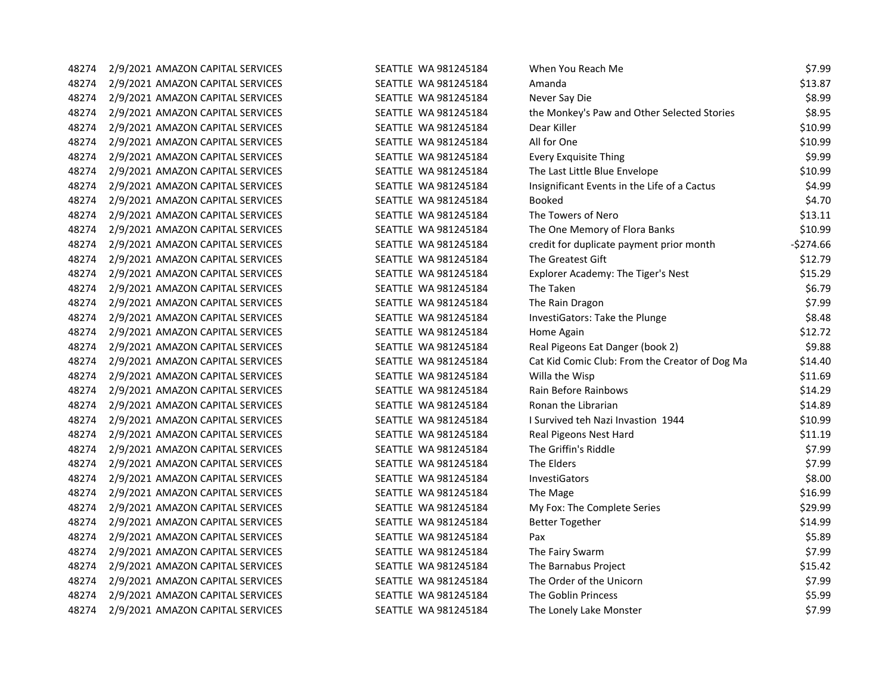| | | | | | |
|---|---|---|---|---|---|
| 48274 | 2/9/2021 | AMAZON CAPITAL SERVICES | SEATTLE WA 981245184 | When You Reach Me | $7.99 |
| 48274 | 2/9/2021 | AMAZON CAPITAL SERVICES | SEATTLE WA 981245184 | Amanda | $13.87 |
| 48274 | 2/9/2021 | AMAZON CAPITAL SERVICES | SEATTLE WA 981245184 | Never Say Die | $8.99 |
| 48274 | 2/9/2021 | AMAZON CAPITAL SERVICES | SEATTLE WA 981245184 | the Monkey's Paw and Other Selected Stories | $8.95 |
| 48274 | 2/9/2021 | AMAZON CAPITAL SERVICES | SEATTLE WA 981245184 | Dear Killer | $10.99 |
| 48274 | 2/9/2021 | AMAZON CAPITAL SERVICES | SEATTLE WA 981245184 | All for One | $10.99 |
| 48274 | 2/9/2021 | AMAZON CAPITAL SERVICES | SEATTLE WA 981245184 | Every Exquisite Thing | $9.99 |
| 48274 | 2/9/2021 | AMAZON CAPITAL SERVICES | SEATTLE WA 981245184 | The Last Little Blue Envelope | $10.99 |
| 48274 | 2/9/2021 | AMAZON CAPITAL SERVICES | SEATTLE WA 981245184 | Insignificant Events in the Life of a Cactus | $4.99 |
| 48274 | 2/9/2021 | AMAZON CAPITAL SERVICES | SEATTLE WA 981245184 | Booked | $4.70 |
| 48274 | 2/9/2021 | AMAZON CAPITAL SERVICES | SEATTLE WA 981245184 | The Towers of Nero | $13.11 |
| 48274 | 2/9/2021 | AMAZON CAPITAL SERVICES | SEATTLE WA 981245184 | The One Memory of Flora Banks | $10.99 |
| 48274 | 2/9/2021 | AMAZON CAPITAL SERVICES | SEATTLE WA 981245184 | credit for duplicate payment prior month | -$274.66 |
| 48274 | 2/9/2021 | AMAZON CAPITAL SERVICES | SEATTLE WA 981245184 | The Greatest Gift | $12.79 |
| 48274 | 2/9/2021 | AMAZON CAPITAL SERVICES | SEATTLE WA 981245184 | Explorer Academy: The Tiger's Nest | $15.29 |
| 48274 | 2/9/2021 | AMAZON CAPITAL SERVICES | SEATTLE WA 981245184 | The Taken | $6.79 |
| 48274 | 2/9/2021 | AMAZON CAPITAL SERVICES | SEATTLE WA 981245184 | The Rain Dragon | $7.99 |
| 48274 | 2/9/2021 | AMAZON CAPITAL SERVICES | SEATTLE WA 981245184 | InvestiGators: Take the Plunge | $8.48 |
| 48274 | 2/9/2021 | AMAZON CAPITAL SERVICES | SEATTLE WA 981245184 | Home Again | $12.72 |
| 48274 | 2/9/2021 | AMAZON CAPITAL SERVICES | SEATTLE WA 981245184 | Real Pigeons Eat Danger (book 2) | $9.88 |
| 48274 | 2/9/2021 | AMAZON CAPITAL SERVICES | SEATTLE WA 981245184 | Cat Kid Comic Club: From the Creator of Dog Ma | $14.40 |
| 48274 | 2/9/2021 | AMAZON CAPITAL SERVICES | SEATTLE WA 981245184 | Willa the Wisp | $11.69 |
| 48274 | 2/9/2021 | AMAZON CAPITAL SERVICES | SEATTLE WA 981245184 | Rain Before Rainbows | $14.29 |
| 48274 | 2/9/2021 | AMAZON CAPITAL SERVICES | SEATTLE WA 981245184 | Ronan the Librarian | $14.89 |
| 48274 | 2/9/2021 | AMAZON CAPITAL SERVICES | SEATTLE WA 981245184 | I Survived teh Nazi Invastion 1944 | $10.99 |
| 48274 | 2/9/2021 | AMAZON CAPITAL SERVICES | SEATTLE WA 981245184 | Real Pigeons Nest Hard | $11.19 |
| 48274 | 2/9/2021 | AMAZON CAPITAL SERVICES | SEATTLE WA 981245184 | The Griffin's Riddle | $7.99 |
| 48274 | 2/9/2021 | AMAZON CAPITAL SERVICES | SEATTLE WA 981245184 | The Elders | $7.99 |
| 48274 | 2/9/2021 | AMAZON CAPITAL SERVICES | SEATTLE WA 981245184 | InvestiGators | $8.00 |
| 48274 | 2/9/2021 | AMAZON CAPITAL SERVICES | SEATTLE WA 981245184 | The Mage | $16.99 |
| 48274 | 2/9/2021 | AMAZON CAPITAL SERVICES | SEATTLE WA 981245184 | My Fox: The Complete Series | $29.99 |
| 48274 | 2/9/2021 | AMAZON CAPITAL SERVICES | SEATTLE WA 981245184 | Better Together | $14.99 |
| 48274 | 2/9/2021 | AMAZON CAPITAL SERVICES | SEATTLE WA 981245184 | Pax | $5.89 |
| 48274 | 2/9/2021 | AMAZON CAPITAL SERVICES | SEATTLE WA 981245184 | The Fairy Swarm | $7.99 |
| 48274 | 2/9/2021 | AMAZON CAPITAL SERVICES | SEATTLE WA 981245184 | The Barnabus Project | $15.42 |
| 48274 | 2/9/2021 | AMAZON CAPITAL SERVICES | SEATTLE WA 981245184 | The Order of the Unicorn | $7.99 |
| 48274 | 2/9/2021 | AMAZON CAPITAL SERVICES | SEATTLE WA 981245184 | The Goblin Princess | $5.99 |
| 48274 | 2/9/2021 | AMAZON CAPITAL SERVICES | SEATTLE WA 981245184 | The Lonely Lake Monster | $7.99 |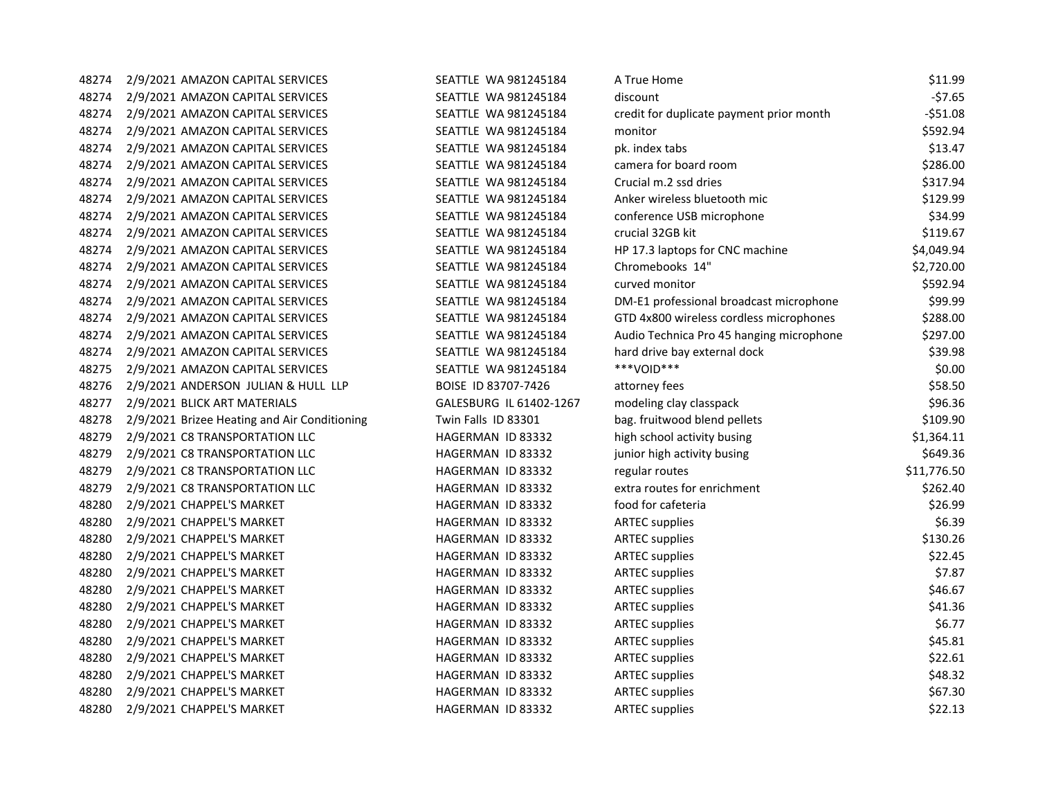| | | | | | |
|---|---|---|---|---|---|
| 48274 | 2/9/2021 | AMAZON CAPITAL SERVICES | SEATTLE WA 981245184 | A True Home | $11.99 |
| 48274 | 2/9/2021 | AMAZON CAPITAL SERVICES | SEATTLE WA 981245184 | discount | -$7.65 |
| 48274 | 2/9/2021 | AMAZON CAPITAL SERVICES | SEATTLE WA 981245184 | credit for duplicate payment prior month | -$51.08 |
| 48274 | 2/9/2021 | AMAZON CAPITAL SERVICES | SEATTLE WA 981245184 | monitor | $592.94 |
| 48274 | 2/9/2021 | AMAZON CAPITAL SERVICES | SEATTLE WA 981245184 | pk. index tabs | $13.47 |
| 48274 | 2/9/2021 | AMAZON CAPITAL SERVICES | SEATTLE WA 981245184 | camera for board room | $286.00 |
| 48274 | 2/9/2021 | AMAZON CAPITAL SERVICES | SEATTLE WA 981245184 | Crucial m.2 ssd dries | $317.94 |
| 48274 | 2/9/2021 | AMAZON CAPITAL SERVICES | SEATTLE WA 981245184 | Anker wireless bluetooth mic | $129.99 |
| 48274 | 2/9/2021 | AMAZON CAPITAL SERVICES | SEATTLE WA 981245184 | conference USB microphone | $34.99 |
| 48274 | 2/9/2021 | AMAZON CAPITAL SERVICES | SEATTLE WA 981245184 | crucial 32GB kit | $119.67 |
| 48274 | 2/9/2021 | AMAZON CAPITAL SERVICES | SEATTLE WA 981245184 | HP 17.3 laptops for CNC machine | $4,049.94 |
| 48274 | 2/9/2021 | AMAZON CAPITAL SERVICES | SEATTLE WA 981245184 | Chromebooks 14" | $2,720.00 |
| 48274 | 2/9/2021 | AMAZON CAPITAL SERVICES | SEATTLE WA 981245184 | curved monitor | $592.94 |
| 48274 | 2/9/2021 | AMAZON CAPITAL SERVICES | SEATTLE WA 981245184 | DM-E1 professional broadcast microphone | $99.99 |
| 48274 | 2/9/2021 | AMAZON CAPITAL SERVICES | SEATTLE WA 981245184 | GTD 4x800 wireless cordless microphones | $288.00 |
| 48274 | 2/9/2021 | AMAZON CAPITAL SERVICES | SEATTLE WA 981245184 | Audio Technica Pro 45 hanging microphone | $297.00 |
| 48274 | 2/9/2021 | AMAZON CAPITAL SERVICES | SEATTLE WA 981245184 | hard drive bay external dock | $39.98 |
| 48275 | 2/9/2021 | AMAZON CAPITAL SERVICES | SEATTLE WA 981245184 | ***VOID*** | $0.00 |
| 48276 | 2/9/2021 | ANDERSON JULIAN & HULL LLP | BOISE ID 83707-7426 | attorney fees | $58.50 |
| 48277 | 2/9/2021 | BLICK ART MATERIALS | GALESBURG IL 61402-1267 | modeling clay classpack | $96.36 |
| 48278 | 2/9/2021 | Brizee Heating and Air Conditioning | Twin Falls ID 83301 | bag. fruitwood blend pellets | $109.90 |
| 48279 | 2/9/2021 | C8 TRANSPORTATION LLC | HAGERMAN ID 83332 | high school activity busing | $1,364.11 |
| 48279 | 2/9/2021 | C8 TRANSPORTATION LLC | HAGERMAN ID 83332 | junior high activity busing | $649.36 |
| 48279 | 2/9/2021 | C8 TRANSPORTATION LLC | HAGERMAN ID 83332 | regular routes | $11,776.50 |
| 48279 | 2/9/2021 | C8 TRANSPORTATION LLC | HAGERMAN ID 83332 | extra routes for enrichment | $262.40 |
| 48280 | 2/9/2021 | CHAPPEL'S MARKET | HAGERMAN ID 83332 | food for cafeteria | $26.99 |
| 48280 | 2/9/2021 | CHAPPEL'S MARKET | HAGERMAN ID 83332 | ARTEC supplies | $6.39 |
| 48280 | 2/9/2021 | CHAPPEL'S MARKET | HAGERMAN ID 83332 | ARTEC supplies | $130.26 |
| 48280 | 2/9/2021 | CHAPPEL'S MARKET | HAGERMAN ID 83332 | ARTEC supplies | $22.45 |
| 48280 | 2/9/2021 | CHAPPEL'S MARKET | HAGERMAN ID 83332 | ARTEC supplies | $7.87 |
| 48280 | 2/9/2021 | CHAPPEL'S MARKET | HAGERMAN ID 83332 | ARTEC supplies | $46.67 |
| 48280 | 2/9/2021 | CHAPPEL'S MARKET | HAGERMAN ID 83332 | ARTEC supplies | $41.36 |
| 48280 | 2/9/2021 | CHAPPEL'S MARKET | HAGERMAN ID 83332 | ARTEC supplies | $6.77 |
| 48280 | 2/9/2021 | CHAPPEL'S MARKET | HAGERMAN ID 83332 | ARTEC supplies | $45.81 |
| 48280 | 2/9/2021 | CHAPPEL'S MARKET | HAGERMAN ID 83332 | ARTEC supplies | $22.61 |
| 48280 | 2/9/2021 | CHAPPEL'S MARKET | HAGERMAN ID 83332 | ARTEC supplies | $48.32 |
| 48280 | 2/9/2021 | CHAPPEL'S MARKET | HAGERMAN ID 83332 | ARTEC supplies | $67.30 |
| 48280 | 2/9/2021 | CHAPPEL'S MARKET | HAGERMAN ID 83332 | ARTEC supplies | $22.13 |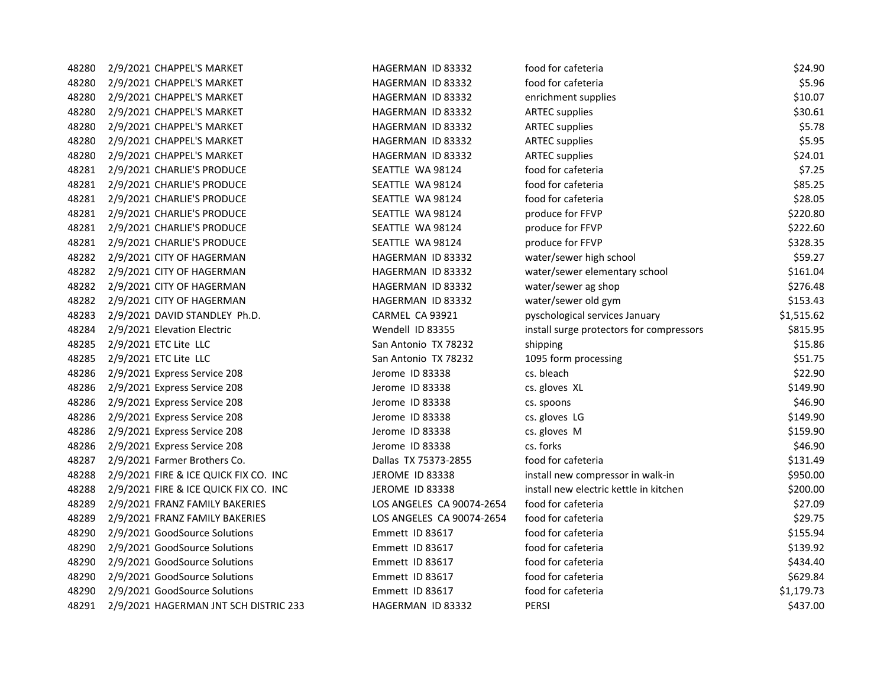| | | | | | |
|---|---|---|---|---|---|
| 48280 | 2/9/2021 | CHAPPEL'S MARKET | HAGERMAN ID 83332 | food for cafeteria | $24.90 |
| 48280 | 2/9/2021 | CHAPPEL'S MARKET | HAGERMAN ID 83332 | food for cafeteria | $5.96 |
| 48280 | 2/9/2021 | CHAPPEL'S MARKET | HAGERMAN ID 83332 | enrichment supplies | $10.07 |
| 48280 | 2/9/2021 | CHAPPEL'S MARKET | HAGERMAN ID 83332 | ARTEC supplies | $30.61 |
| 48280 | 2/9/2021 | CHAPPEL'S MARKET | HAGERMAN ID 83332 | ARTEC supplies | $5.78 |
| 48280 | 2/9/2021 | CHAPPEL'S MARKET | HAGERMAN ID 83332 | ARTEC supplies | $5.95 |
| 48280 | 2/9/2021 | CHAPPEL'S MARKET | HAGERMAN ID 83332 | ARTEC supplies | $24.01 |
| 48281 | 2/9/2021 | CHARLIE'S PRODUCE | SEATTLE WA 98124 | food for cafeteria | $7.25 |
| 48281 | 2/9/2021 | CHARLIE'S PRODUCE | SEATTLE WA 98124 | food for cafeteria | $85.25 |
| 48281 | 2/9/2021 | CHARLIE'S PRODUCE | SEATTLE WA 98124 | food for cafeteria | $28.05 |
| 48281 | 2/9/2021 | CHARLIE'S PRODUCE | SEATTLE WA 98124 | produce for FFVP | $220.80 |
| 48281 | 2/9/2021 | CHARLIE'S PRODUCE | SEATTLE WA 98124 | produce for FFVP | $222.60 |
| 48281 | 2/9/2021 | CHARLIE'S PRODUCE | SEATTLE WA 98124 | produce for FFVP | $328.35 |
| 48282 | 2/9/2021 | CITY OF HAGERMAN | HAGERMAN ID 83332 | water/sewer high school | $59.27 |
| 48282 | 2/9/2021 | CITY OF HAGERMAN | HAGERMAN ID 83332 | water/sewer elementary school | $161.04 |
| 48282 | 2/9/2021 | CITY OF HAGERMAN | HAGERMAN ID 83332 | water/sewer ag shop | $276.48 |
| 48282 | 2/9/2021 | CITY OF HAGERMAN | HAGERMAN ID 83332 | water/sewer old gym | $153.43 |
| 48283 | 2/9/2021 | DAVID STANDLEY Ph.D. | CARMEL CA 93921 | pyschological services January | $1,515.62 |
| 48284 | 2/9/2021 | Elevation Electric | Wendell ID 83355 | install surge protectors for compressors | $815.95 |
| 48285 | 2/9/2021 | ETC Lite LLC | San Antonio TX 78232 | shipping | $15.86 |
| 48285 | 2/9/2021 | ETC Lite LLC | San Antonio TX 78232 | 1095 form processing | $51.75 |
| 48286 | 2/9/2021 | Express Service 208 | Jerome ID 83338 | cs. bleach | $22.90 |
| 48286 | 2/9/2021 | Express Service 208 | Jerome ID 83338 | cs. gloves XL | $149.90 |
| 48286 | 2/9/2021 | Express Service 208 | Jerome ID 83338 | cs. spoons | $46.90 |
| 48286 | 2/9/2021 | Express Service 208 | Jerome ID 83338 | cs. gloves LG | $149.90 |
| 48286 | 2/9/2021 | Express Service 208 | Jerome ID 83338 | cs. gloves M | $159.90 |
| 48286 | 2/9/2021 | Express Service 208 | Jerome ID 83338 | cs. forks | $46.90 |
| 48287 | 2/9/2021 | Farmer Brothers Co. | Dallas TX 75373-2855 | food for cafeteria | $131.49 |
| 48288 | 2/9/2021 | FIRE & ICE QUICK FIX CO. INC | JEROME ID 83338 | install new compressor in walk-in | $950.00 |
| 48288 | 2/9/2021 | FIRE & ICE QUICK FIX CO. INC | JEROME ID 83338 | install new electric kettle in kitchen | $200.00 |
| 48289 | 2/9/2021 | FRANZ FAMILY BAKERIES | LOS ANGELES CA 90074-2654 | food for cafeteria | $27.09 |
| 48289 | 2/9/2021 | FRANZ FAMILY BAKERIES | LOS ANGELES CA 90074-2654 | food for cafeteria | $29.75 |
| 48290 | 2/9/2021 | GoodSource Solutions | Emmett ID 83617 | food for cafeteria | $155.94 |
| 48290 | 2/9/2021 | GoodSource Solutions | Emmett ID 83617 | food for cafeteria | $139.92 |
| 48290 | 2/9/2021 | GoodSource Solutions | Emmett ID 83617 | food for cafeteria | $434.40 |
| 48290 | 2/9/2021 | GoodSource Solutions | Emmett ID 83617 | food for cafeteria | $629.84 |
| 48290 | 2/9/2021 | GoodSource Solutions | Emmett ID 83617 | food for cafeteria | $1,179.73 |
| 48291 | 2/9/2021 | HAGERMAN JNT SCH DISTRIC 233 | HAGERMAN ID 83332 | PERSI | $437.00 |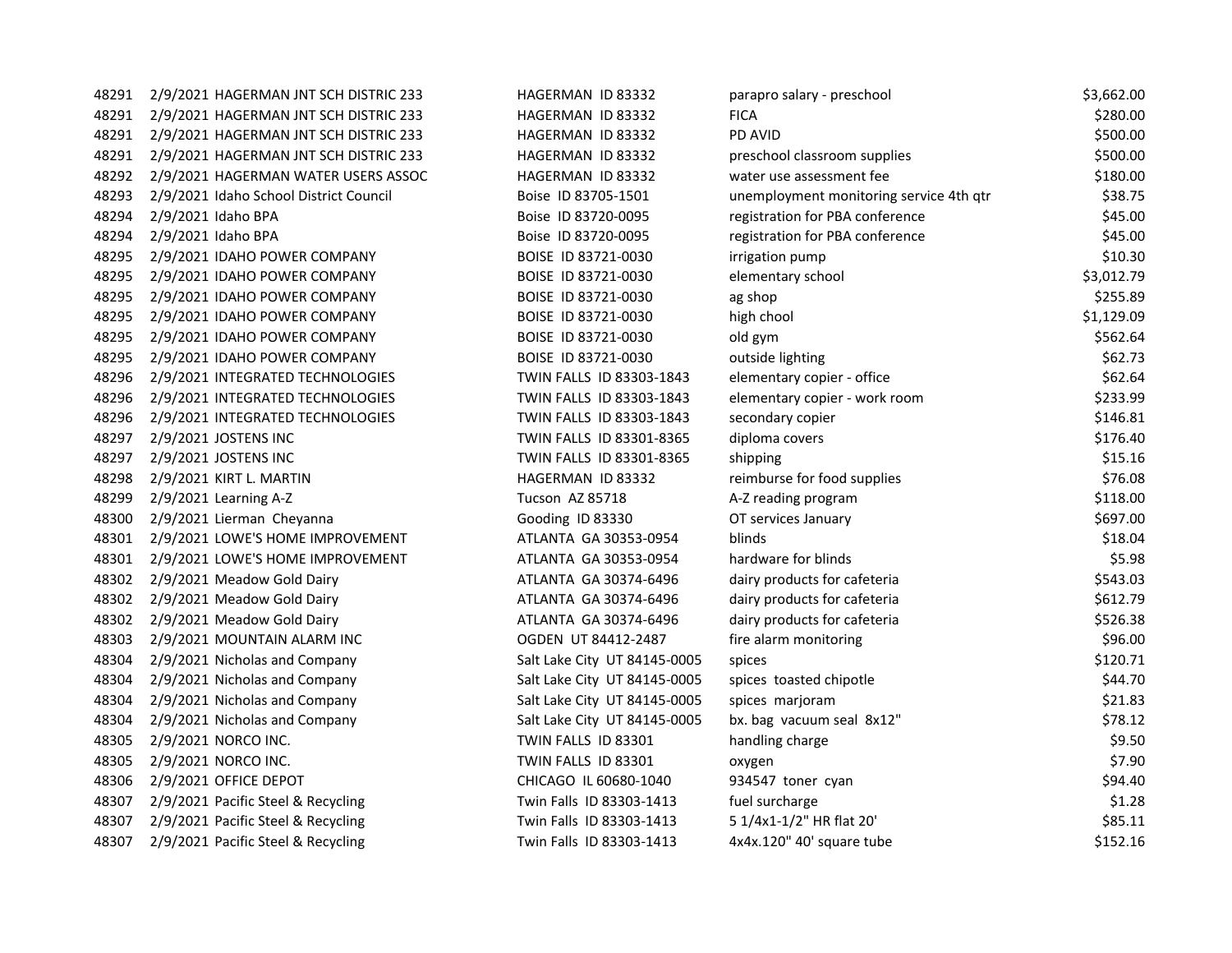| | | | | | |
|---|---|---|---|---|---|
| 48291 | 2/9/2021 | HAGERMAN JNT SCH DISTRIC 233 | HAGERMAN ID 83332 | parapro salary - preschool | $3,662.00 |
| 48291 | 2/9/2021 | HAGERMAN JNT SCH DISTRIC 233 | HAGERMAN ID 83332 | FICA | $280.00 |
| 48291 | 2/9/2021 | HAGERMAN JNT SCH DISTRIC 233 | HAGERMAN ID 83332 | PD AVID | $500.00 |
| 48291 | 2/9/2021 | HAGERMAN JNT SCH DISTRIC 233 | HAGERMAN ID 83332 | preschool classroom supplies | $500.00 |
| 48292 | 2/9/2021 | HAGERMAN WATER USERS ASSOC | HAGERMAN ID 83332 | water use assessment fee | $180.00 |
| 48293 | 2/9/2021 | Idaho School District Council | Boise ID 83705-1501 | unemployment monitoring service 4th qtr | $38.75 |
| 48294 | 2/9/2021 | Idaho BPA | Boise ID 83720-0095 | registration for PBA conference | $45.00 |
| 48294 | 2/9/2021 | Idaho BPA | Boise ID 83720-0095 | registration for PBA conference | $45.00 |
| 48295 | 2/9/2021 | IDAHO POWER COMPANY | BOISE ID 83721-0030 | irrigation pump | $10.30 |
| 48295 | 2/9/2021 | IDAHO POWER COMPANY | BOISE ID 83721-0030 | elementary school | $3,012.79 |
| 48295 | 2/9/2021 | IDAHO POWER COMPANY | BOISE ID 83721-0030 | ag shop | $255.89 |
| 48295 | 2/9/2021 | IDAHO POWER COMPANY | BOISE ID 83721-0030 | high chool | $1,129.09 |
| 48295 | 2/9/2021 | IDAHO POWER COMPANY | BOISE ID 83721-0030 | old gym | $562.64 |
| 48295 | 2/9/2021 | IDAHO POWER COMPANY | BOISE ID 83721-0030 | outside lighting | $62.73 |
| 48296 | 2/9/2021 | INTEGRATED TECHNOLOGIES | TWIN FALLS ID 83303-1843 | elementary copier - office | $62.64 |
| 48296 | 2/9/2021 | INTEGRATED TECHNOLOGIES | TWIN FALLS ID 83303-1843 | elementary copier - work room | $233.99 |
| 48296 | 2/9/2021 | INTEGRATED TECHNOLOGIES | TWIN FALLS ID 83303-1843 | secondary copier | $146.81 |
| 48297 | 2/9/2021 | JOSTENS INC | TWIN FALLS ID 83301-8365 | diploma covers | $176.40 |
| 48297 | 2/9/2021 | JOSTENS INC | TWIN FALLS ID 83301-8365 | shipping | $15.16 |
| 48298 | 2/9/2021 | KIRT L. MARTIN | HAGERMAN ID 83332 | reimburse for food supplies | $76.08 |
| 48299 | 2/9/2021 | Learning A-Z | Tucson AZ 85718 | A-Z reading program | $118.00 |
| 48300 | 2/9/2021 | Lierman Cheyanna | Gooding ID 83330 | OT services January | $697.00 |
| 48301 | 2/9/2021 | LOWE'S HOME IMPROVEMENT | ATLANTA GA 30353-0954 | blinds | $18.04 |
| 48301 | 2/9/2021 | LOWE'S HOME IMPROVEMENT | ATLANTA GA 30353-0954 | hardware for blinds | $5.98 |
| 48302 | 2/9/2021 | Meadow Gold Dairy | ATLANTA GA 30374-6496 | dairy products for cafeteria | $543.03 |
| 48302 | 2/9/2021 | Meadow Gold Dairy | ATLANTA GA 30374-6496 | dairy products for cafeteria | $612.79 |
| 48302 | 2/9/2021 | Meadow Gold Dairy | ATLANTA GA 30374-6496 | dairy products for cafeteria | $526.38 |
| 48303 | 2/9/2021 | MOUNTAIN ALARM INC | OGDEN UT 84412-2487 | fire alarm monitoring | $96.00 |
| 48304 | 2/9/2021 | Nicholas and Company | Salt Lake City UT 84145-0005 | spices | $120.71 |
| 48304 | 2/9/2021 | Nicholas and Company | Salt Lake City UT 84145-0005 | spices toasted chipotle | $44.70 |
| 48304 | 2/9/2021 | Nicholas and Company | Salt Lake City UT 84145-0005 | spices marjoram | $21.83 |
| 48304 | 2/9/2021 | Nicholas and Company | Salt Lake City UT 84145-0005 | bx. bag vacuum seal 8x12" | $78.12 |
| 48305 | 2/9/2021 | NORCO INC. | TWIN FALLS ID 83301 | handling charge | $9.50 |
| 48305 | 2/9/2021 | NORCO INC. | TWIN FALLS ID 83301 | oxygen | $7.90 |
| 48306 | 2/9/2021 | OFFICE DEPOT | CHICAGO IL 60680-1040 | 934547 toner cyan | $94.40 |
| 48307 | 2/9/2021 | Pacific Steel & Recycling | Twin Falls ID 83303-1413 | fuel surcharge | $1.28 |
| 48307 | 2/9/2021 | Pacific Steel & Recycling | Twin Falls ID 83303-1413 | 5 1/4x1-1/2" HR flat 20' | $85.11 |
| 48307 | 2/9/2021 | Pacific Steel & Recycling | Twin Falls ID 83303-1413 | 4x4x.120" 40' square tube | $152.16 |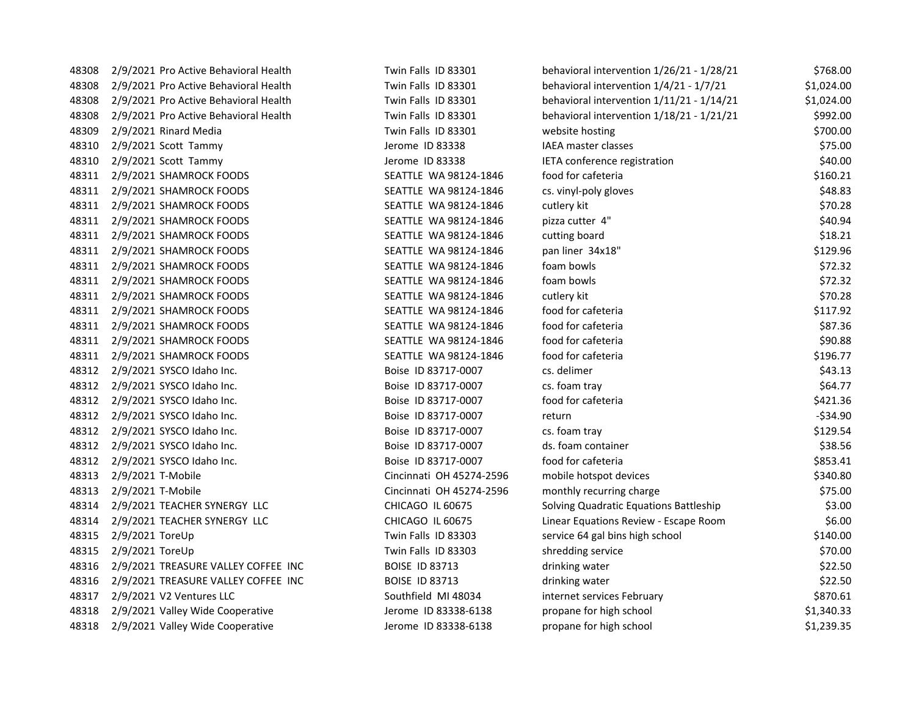| | | | | | |
|---|---|---|---|---|---|
| 48308 | 2/9/2021 | Pro Active Behavioral Health | Twin Falls ID 83301 | behavioral intervention 1/26/21 - 1/28/21 | $768.00 |
| 48308 | 2/9/2021 | Pro Active Behavioral Health | Twin Falls ID 83301 | behavioral intervention 1/4/21 - 1/7/21 | $1,024.00 |
| 48308 | 2/9/2021 | Pro Active Behavioral Health | Twin Falls ID 83301 | behavioral intervention 1/11/21 - 1/14/21 | $1,024.00 |
| 48308 | 2/9/2021 | Pro Active Behavioral Health | Twin Falls ID 83301 | behavioral intervention 1/18/21 - 1/21/21 | $992.00 |
| 48309 | 2/9/2021 | Rinard Media | Twin Falls ID 83301 | website hosting | $700.00 |
| 48310 | 2/9/2021 | Scott Tammy | Jerome ID 83338 | IAEA master classes | $75.00 |
| 48310 | 2/9/2021 | Scott Tammy | Jerome ID 83338 | IETA conference registration | $40.00 |
| 48311 | 2/9/2021 | SHAMROCK FOODS | SEATTLE WA 98124-1846 | food for cafeteria | $160.21 |
| 48311 | 2/9/2021 | SHAMROCK FOODS | SEATTLE WA 98124-1846 | cs. vinyl-poly gloves | $48.83 |
| 48311 | 2/9/2021 | SHAMROCK FOODS | SEATTLE WA 98124-1846 | cutlery kit | $70.28 |
| 48311 | 2/9/2021 | SHAMROCK FOODS | SEATTLE WA 98124-1846 | pizza cutter 4" | $40.94 |
| 48311 | 2/9/2021 | SHAMROCK FOODS | SEATTLE WA 98124-1846 | cutting board | $18.21 |
| 48311 | 2/9/2021 | SHAMROCK FOODS | SEATTLE WA 98124-1846 | pan liner 34x18" | $129.96 |
| 48311 | 2/9/2021 | SHAMROCK FOODS | SEATTLE WA 98124-1846 | foam bowls | $72.32 |
| 48311 | 2/9/2021 | SHAMROCK FOODS | SEATTLE WA 98124-1846 | foam bowls | $72.32 |
| 48311 | 2/9/2021 | SHAMROCK FOODS | SEATTLE WA 98124-1846 | cutlery kit | $70.28 |
| 48311 | 2/9/2021 | SHAMROCK FOODS | SEATTLE WA 98124-1846 | food for cafeteria | $117.92 |
| 48311 | 2/9/2021 | SHAMROCK FOODS | SEATTLE WA 98124-1846 | food for cafeteria | $87.36 |
| 48311 | 2/9/2021 | SHAMROCK FOODS | SEATTLE WA 98124-1846 | food for cafeteria | $90.88 |
| 48311 | 2/9/2021 | SHAMROCK FOODS | SEATTLE WA 98124-1846 | food for cafeteria | $196.77 |
| 48312 | 2/9/2021 | SYSCO Idaho Inc. | Boise ID 83717-0007 | cs. delimer | $43.13 |
| 48312 | 2/9/2021 | SYSCO Idaho Inc. | Boise ID 83717-0007 | cs. foam tray | $64.77 |
| 48312 | 2/9/2021 | SYSCO Idaho Inc. | Boise ID 83717-0007 | food for cafeteria | $421.36 |
| 48312 | 2/9/2021 | SYSCO Idaho Inc. | Boise ID 83717-0007 | return | -$34.90 |
| 48312 | 2/9/2021 | SYSCO Idaho Inc. | Boise ID 83717-0007 | cs. foam tray | $129.54 |
| 48312 | 2/9/2021 | SYSCO Idaho Inc. | Boise ID 83717-0007 | ds. foam container | $38.56 |
| 48312 | 2/9/2021 | SYSCO Idaho Inc. | Boise ID 83717-0007 | food for cafeteria | $853.41 |
| 48313 | 2/9/2021 | T-Mobile | Cincinnati OH 45274-2596 | mobile hotspot devices | $340.80 |
| 48313 | 2/9/2021 | T-Mobile | Cincinnati OH 45274-2596 | monthly recurring charge | $75.00 |
| 48314 | 2/9/2021 | TEACHER SYNERGY LLC | CHICAGO IL 60675 | Solving Quadratic Equations Battleship | $3.00 |
| 48314 | 2/9/2021 | TEACHER SYNERGY LLC | CHICAGO IL 60675 | Linear Equations Review - Escape Room | $6.00 |
| 48315 | 2/9/2021 | ToreUp | Twin Falls ID 83303 | service 64 gal bins high school | $140.00 |
| 48315 | 2/9/2021 | ToreUp | Twin Falls ID 83303 | shredding service | $70.00 |
| 48316 | 2/9/2021 | TREASURE VALLEY COFFEE INC | BOISE ID 83713 | drinking water | $22.50 |
| 48316 | 2/9/2021 | TREASURE VALLEY COFFEE INC | BOISE ID 83713 | drinking water | $22.50 |
| 48317 | 2/9/2021 | V2 Ventures LLC | Southfield MI 48034 | internet services February | $870.61 |
| 48318 | 2/9/2021 | Valley Wide Cooperative | Jerome ID 83338-6138 | propane for high school | $1,340.33 |
| 48318 | 2/9/2021 | Valley Wide Cooperative | Jerome ID 83338-6138 | propane for high school | $1,239.35 |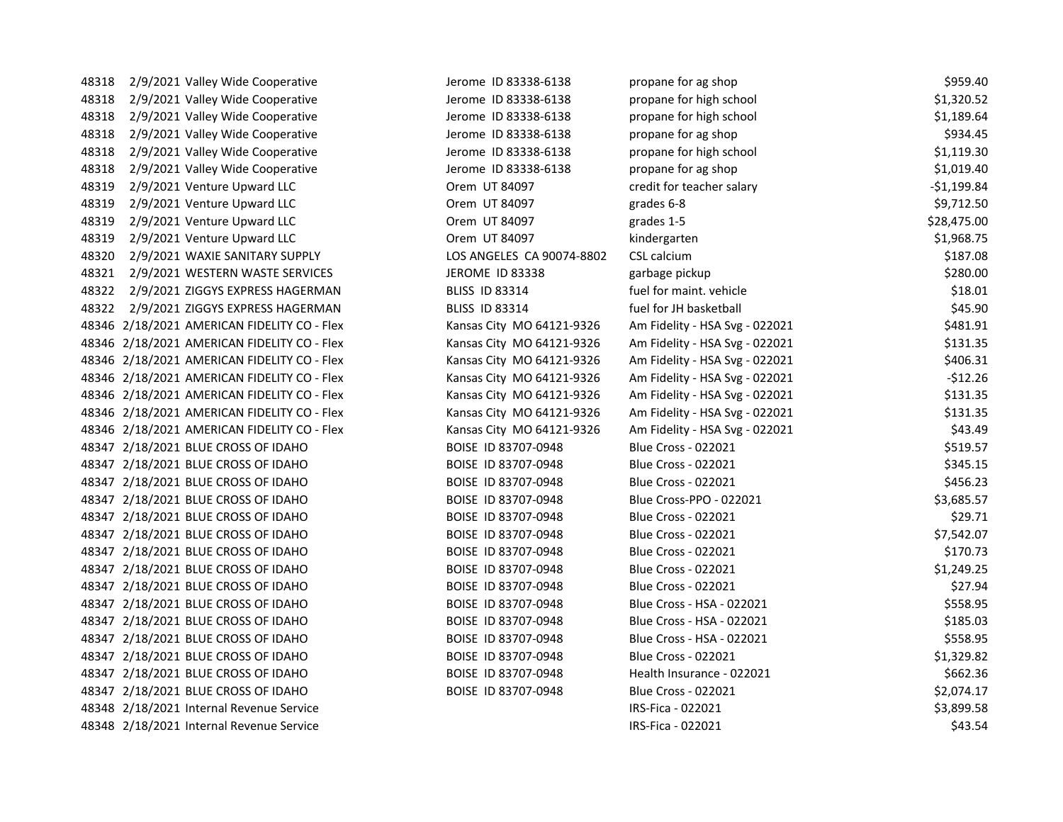| | | | | | |
|---|---|---|---|---|---|
| 48318 | 2/9/2021 | Valley Wide Cooperative | Jerome ID 83338-6138 | propane for ag shop | $959.40 |
| 48318 | 2/9/2021 | Valley Wide Cooperative | Jerome ID 83338-6138 | propane for high school | $1,320.52 |
| 48318 | 2/9/2021 | Valley Wide Cooperative | Jerome ID 83338-6138 | propane for high school | $1,189.64 |
| 48318 | 2/9/2021 | Valley Wide Cooperative | Jerome ID 83338-6138 | propane for ag shop | $934.45 |
| 48318 | 2/9/2021 | Valley Wide Cooperative | Jerome ID 83338-6138 | propane for high school | $1,119.30 |
| 48318 | 2/9/2021 | Valley Wide Cooperative | Jerome ID 83338-6138 | propane for ag shop | $1,019.40 |
| 48319 | 2/9/2021 | Venture Upward LLC | Orem UT 84097 | credit for teacher salary | -$1,199.84 |
| 48319 | 2/9/2021 | Venture Upward LLC | Orem UT 84097 | grades 6-8 | $9,712.50 |
| 48319 | 2/9/2021 | Venture Upward LLC | Orem UT 84097 | grades 1-5 | $28,475.00 |
| 48319 | 2/9/2021 | Venture Upward LLC | Orem UT 84097 | kindergarten | $1,968.75 |
| 48320 | 2/9/2021 | WAXIE SANITARY SUPPLY | LOS ANGELES CA 90074-8802 | CSL calcium | $187.08 |
| 48321 | 2/9/2021 | WESTERN WASTE SERVICES | JEROME ID 83338 | garbage pickup | $280.00 |
| 48322 | 2/9/2021 | ZIGGYS EXPRESS HAGERMAN | BLISS ID 83314 | fuel for maint. vehicle | $18.01 |
| 48322 | 2/9/2021 | ZIGGYS EXPRESS HAGERMAN | BLISS ID 83314 | fuel for JH basketball | $45.90 |
| 48346 | 2/18/2021 | AMERICAN FIDELITY CO - Flex | Kansas City MO 64121-9326 | Am Fidelity - HSA Svg - 022021 | $481.91 |
| 48346 | 2/18/2021 | AMERICAN FIDELITY CO - Flex | Kansas City MO 64121-9326 | Am Fidelity - HSA Svg - 022021 | $131.35 |
| 48346 | 2/18/2021 | AMERICAN FIDELITY CO - Flex | Kansas City MO 64121-9326 | Am Fidelity - HSA Svg - 022021 | $406.31 |
| 48346 | 2/18/2021 | AMERICAN FIDELITY CO - Flex | Kansas City MO 64121-9326 | Am Fidelity - HSA Svg - 022021 | -$12.26 |
| 48346 | 2/18/2021 | AMERICAN FIDELITY CO - Flex | Kansas City MO 64121-9326 | Am Fidelity - HSA Svg - 022021 | $131.35 |
| 48346 | 2/18/2021 | AMERICAN FIDELITY CO - Flex | Kansas City MO 64121-9326 | Am Fidelity - HSA Svg - 022021 | $131.35 |
| 48346 | 2/18/2021 | AMERICAN FIDELITY CO - Flex | Kansas City MO 64121-9326 | Am Fidelity - HSA Svg - 022021 | $43.49 |
| 48347 | 2/18/2021 | BLUE CROSS OF IDAHO | BOISE ID 83707-0948 | Blue Cross - 022021 | $519.57 |
| 48347 | 2/18/2021 | BLUE CROSS OF IDAHO | BOISE ID 83707-0948 | Blue Cross - 022021 | $345.15 |
| 48347 | 2/18/2021 | BLUE CROSS OF IDAHO | BOISE ID 83707-0948 | Blue Cross - 022021 | $456.23 |
| 48347 | 2/18/2021 | BLUE CROSS OF IDAHO | BOISE ID 83707-0948 | Blue Cross-PPO - 022021 | $3,685.57 |
| 48347 | 2/18/2021 | BLUE CROSS OF IDAHO | BOISE ID 83707-0948 | Blue Cross - 022021 | $29.71 |
| 48347 | 2/18/2021 | BLUE CROSS OF IDAHO | BOISE ID 83707-0948 | Blue Cross - 022021 | $7,542.07 |
| 48347 | 2/18/2021 | BLUE CROSS OF IDAHO | BOISE ID 83707-0948 | Blue Cross - 022021 | $170.73 |
| 48347 | 2/18/2021 | BLUE CROSS OF IDAHO | BOISE ID 83707-0948 | Blue Cross - 022021 | $1,249.25 |
| 48347 | 2/18/2021 | BLUE CROSS OF IDAHO | BOISE ID 83707-0948 | Blue Cross - 022021 | $27.94 |
| 48347 | 2/18/2021 | BLUE CROSS OF IDAHO | BOISE ID 83707-0948 | Blue Cross - HSA - 022021 | $558.95 |
| 48347 | 2/18/2021 | BLUE CROSS OF IDAHO | BOISE ID 83707-0948 | Blue Cross - HSA - 022021 | $185.03 |
| 48347 | 2/18/2021 | BLUE CROSS OF IDAHO | BOISE ID 83707-0948 | Blue Cross - HSA - 022021 | $558.95 |
| 48347 | 2/18/2021 | BLUE CROSS OF IDAHO | BOISE ID 83707-0948 | Blue Cross - 022021 | $1,329.82 |
| 48347 | 2/18/2021 | BLUE CROSS OF IDAHO | BOISE ID 83707-0948 | Health Insurance - 022021 | $662.36 |
| 48347 | 2/18/2021 | BLUE CROSS OF IDAHO | BOISE ID 83707-0948 | Blue Cross - 022021 | $2,074.17 |
| 48348 | 2/18/2021 | Internal Revenue Service | | IRS-Fica - 022021 | $3,899.58 |
| 48348 | 2/18/2021 | Internal Revenue Service | | IRS-Fica - 022021 | $43.54 |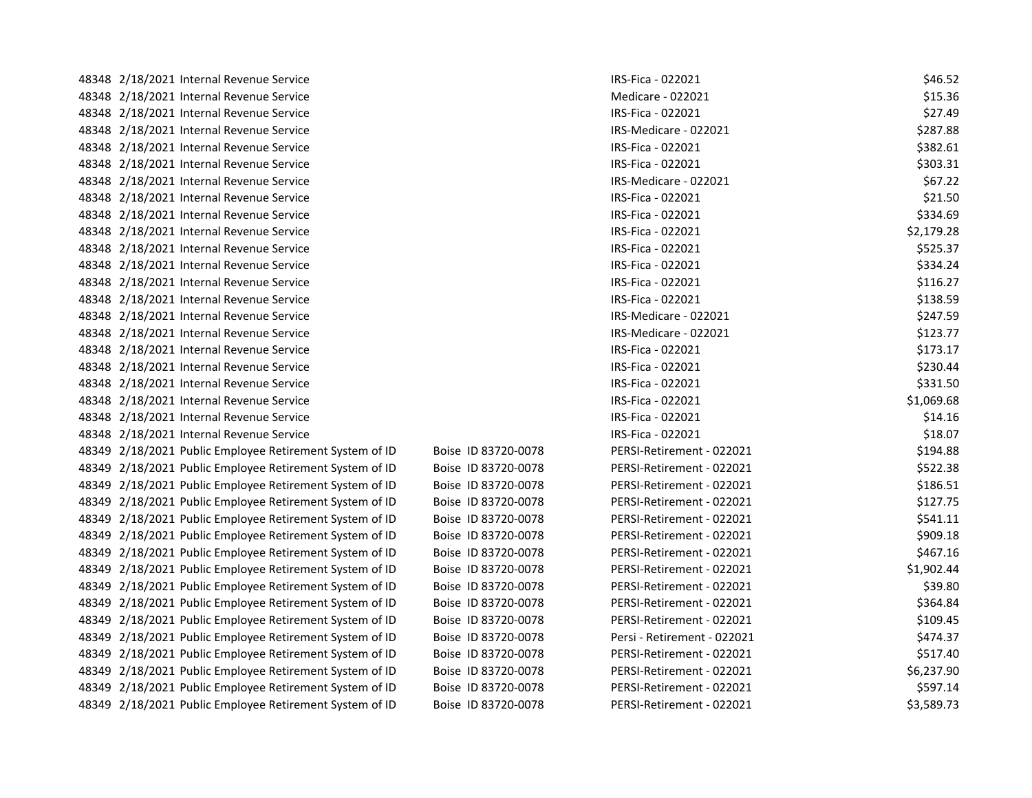| | | | | | |
|---|---|---|---|---|---|
| 48348 | 2/18/2021 | Internal Revenue Service | | IRS-Fica - 022021 | $46.52 |
| 48348 | 2/18/2021 | Internal Revenue Service | | Medicare - 022021 | $15.36 |
| 48348 | 2/18/2021 | Internal Revenue Service | | IRS-Fica - 022021 | $27.49 |
| 48348 | 2/18/2021 | Internal Revenue Service | | IRS-Medicare - 022021 | $287.88 |
| 48348 | 2/18/2021 | Internal Revenue Service | | IRS-Fica - 022021 | $382.61 |
| 48348 | 2/18/2021 | Internal Revenue Service | | IRS-Fica - 022021 | $303.31 |
| 48348 | 2/18/2021 | Internal Revenue Service | | IRS-Medicare - 022021 | $67.22 |
| 48348 | 2/18/2021 | Internal Revenue Service | | IRS-Fica - 022021 | $21.50 |
| 48348 | 2/18/2021 | Internal Revenue Service | | IRS-Fica - 022021 | $334.69 |
| 48348 | 2/18/2021 | Internal Revenue Service | | IRS-Fica - 022021 | $2,179.28 |
| 48348 | 2/18/2021 | Internal Revenue Service | | IRS-Fica - 022021 | $525.37 |
| 48348 | 2/18/2021 | Internal Revenue Service | | IRS-Fica - 022021 | $334.24 |
| 48348 | 2/18/2021 | Internal Revenue Service | | IRS-Fica - 022021 | $116.27 |
| 48348 | 2/18/2021 | Internal Revenue Service | | IRS-Fica - 022021 | $138.59 |
| 48348 | 2/18/2021 | Internal Revenue Service | | IRS-Medicare - 022021 | $247.59 |
| 48348 | 2/18/2021 | Internal Revenue Service | | IRS-Medicare - 022021 | $123.77 |
| 48348 | 2/18/2021 | Internal Revenue Service | | IRS-Fica - 022021 | $173.17 |
| 48348 | 2/18/2021 | Internal Revenue Service | | IRS-Fica - 022021 | $230.44 |
| 48348 | 2/18/2021 | Internal Revenue Service | | IRS-Fica - 022021 | $331.50 |
| 48348 | 2/18/2021 | Internal Revenue Service | | IRS-Fica - 022021 | $1,069.68 |
| 48348 | 2/18/2021 | Internal Revenue Service | | IRS-Fica - 022021 | $14.16 |
| 48348 | 2/18/2021 | Internal Revenue Service | | IRS-Fica - 022021 | $18.07 |
| 48349 | 2/18/2021 | Public Employee Retirement System of ID | Boise ID 83720-0078 | PERSI-Retirement - 022021 | $194.88 |
| 48349 | 2/18/2021 | Public Employee Retirement System of ID | Boise ID 83720-0078 | PERSI-Retirement - 022021 | $522.38 |
| 48349 | 2/18/2021 | Public Employee Retirement System of ID | Boise ID 83720-0078 | PERSI-Retirement - 022021 | $186.51 |
| 48349 | 2/18/2021 | Public Employee Retirement System of ID | Boise ID 83720-0078 | PERSI-Retirement - 022021 | $127.75 |
| 48349 | 2/18/2021 | Public Employee Retirement System of ID | Boise ID 83720-0078 | PERSI-Retirement - 022021 | $541.11 |
| 48349 | 2/18/2021 | Public Employee Retirement System of ID | Boise ID 83720-0078 | PERSI-Retirement - 022021 | $909.18 |
| 48349 | 2/18/2021 | Public Employee Retirement System of ID | Boise ID 83720-0078 | PERSI-Retirement - 022021 | $467.16 |
| 48349 | 2/18/2021 | Public Employee Retirement System of ID | Boise ID 83720-0078 | PERSI-Retirement - 022021 | $1,902.44 |
| 48349 | 2/18/2021 | Public Employee Retirement System of ID | Boise ID 83720-0078 | PERSI-Retirement - 022021 | $39.80 |
| 48349 | 2/18/2021 | Public Employee Retirement System of ID | Boise ID 83720-0078 | PERSI-Retirement - 022021 | $364.84 |
| 48349 | 2/18/2021 | Public Employee Retirement System of ID | Boise ID 83720-0078 | PERSI-Retirement - 022021 | $109.45 |
| 48349 | 2/18/2021 | Public Employee Retirement System of ID | Boise ID 83720-0078 | Persi - Retirement - 022021 | $474.37 |
| 48349 | 2/18/2021 | Public Employee Retirement System of ID | Boise ID 83720-0078 | PERSI-Retirement - 022021 | $517.40 |
| 48349 | 2/18/2021 | Public Employee Retirement System of ID | Boise ID 83720-0078 | PERSI-Retirement - 022021 | $6,237.90 |
| 48349 | 2/18/2021 | Public Employee Retirement System of ID | Boise ID 83720-0078 | PERSI-Retirement - 022021 | $597.14 |
| 48349 | 2/18/2021 | Public Employee Retirement System of ID | Boise ID 83720-0078 | PERSI-Retirement - 022021 | $3,589.73 |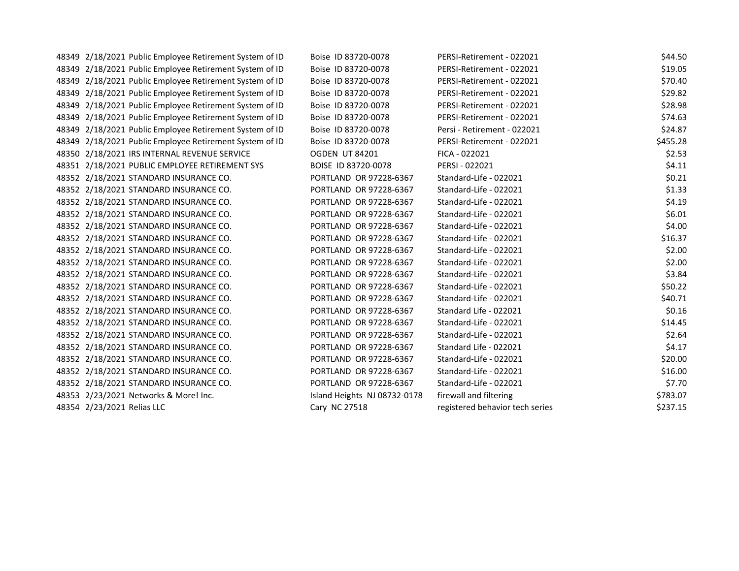| | | | | | |
|---|---|---|---|---|---|
| 48349 | 2/18/2021 | Public Employee Retirement System of ID | Boise ID 83720-0078 | PERSI-Retirement - 022021 | $44.50 |
| 48349 | 2/18/2021 | Public Employee Retirement System of ID | Boise ID 83720-0078 | PERSI-Retirement - 022021 | $19.05 |
| 48349 | 2/18/2021 | Public Employee Retirement System of ID | Boise ID 83720-0078 | PERSI-Retirement - 022021 | $70.40 |
| 48349 | 2/18/2021 | Public Employee Retirement System of ID | Boise ID 83720-0078 | PERSI-Retirement - 022021 | $29.82 |
| 48349 | 2/18/2021 | Public Employee Retirement System of ID | Boise ID 83720-0078 | PERSI-Retirement - 022021 | $28.98 |
| 48349 | 2/18/2021 | Public Employee Retirement System of ID | Boise ID 83720-0078 | PERSI-Retirement - 022021 | $74.63 |
| 48349 | 2/18/2021 | Public Employee Retirement System of ID | Boise ID 83720-0078 | Persi - Retirement - 022021 | $24.87 |
| 48349 | 2/18/2021 | Public Employee Retirement System of ID | Boise ID 83720-0078 | PERSI-Retirement - 022021 | $455.28 |
| 48350 | 2/18/2021 | IRS INTERNAL REVENUE SERVICE | OGDEN UT 84201 | FICA - 022021 | $2.53 |
| 48351 | 2/18/2021 | PUBLIC EMPLOYEE RETIREMENT SYS | BOISE ID 83720-0078 | PERSI - 022021 | $4.11 |
| 48352 | 2/18/2021 | STANDARD INSURANCE CO. | PORTLAND OR 97228-6367 | Standard-Life - 022021 | $0.21 |
| 48352 | 2/18/2021 | STANDARD INSURANCE CO. | PORTLAND OR 97228-6367 | Standard-Life - 022021 | $1.33 |
| 48352 | 2/18/2021 | STANDARD INSURANCE CO. | PORTLAND OR 97228-6367 | Standard-Life - 022021 | $4.19 |
| 48352 | 2/18/2021 | STANDARD INSURANCE CO. | PORTLAND OR 97228-6367 | Standard-Life - 022021 | $6.01 |
| 48352 | 2/18/2021 | STANDARD INSURANCE CO. | PORTLAND OR 97228-6367 | Standard-Life - 022021 | $4.00 |
| 48352 | 2/18/2021 | STANDARD INSURANCE CO. | PORTLAND OR 97228-6367 | Standard-Life - 022021 | $16.37 |
| 48352 | 2/18/2021 | STANDARD INSURANCE CO. | PORTLAND OR 97228-6367 | Standard-Life - 022021 | $2.00 |
| 48352 | 2/18/2021 | STANDARD INSURANCE CO. | PORTLAND OR 97228-6367 | Standard-Life - 022021 | $2.00 |
| 48352 | 2/18/2021 | STANDARD INSURANCE CO. | PORTLAND OR 97228-6367 | Standard-Life - 022021 | $3.84 |
| 48352 | 2/18/2021 | STANDARD INSURANCE CO. | PORTLAND OR 97228-6367 | Standard-Life - 022021 | $50.22 |
| 48352 | 2/18/2021 | STANDARD INSURANCE CO. | PORTLAND OR 97228-6367 | Standard-Life - 022021 | $40.71 |
| 48352 | 2/18/2021 | STANDARD INSURANCE CO. | PORTLAND OR 97228-6367 | Standard Life - 022021 | $0.16 |
| 48352 | 2/18/2021 | STANDARD INSURANCE CO. | PORTLAND OR 97228-6367 | Standard-Life - 022021 | $14.45 |
| 48352 | 2/18/2021 | STANDARD INSURANCE CO. | PORTLAND OR 97228-6367 | Standard-Life - 022021 | $2.64 |
| 48352 | 2/18/2021 | STANDARD INSURANCE CO. | PORTLAND OR 97228-6367 | Standard Life - 022021 | $4.17 |
| 48352 | 2/18/2021 | STANDARD INSURANCE CO. | PORTLAND OR 97228-6367 | Standard-Life - 022021 | $20.00 |
| 48352 | 2/18/2021 | STANDARD INSURANCE CO. | PORTLAND OR 97228-6367 | Standard-Life - 022021 | $16.00 |
| 48352 | 2/18/2021 | STANDARD INSURANCE CO. | PORTLAND OR 97228-6367 | Standard-Life - 022021 | $7.70 |
| 48353 | 2/23/2021 | Networks & More! Inc. | Island Heights NJ 08732-0178 | firewall and filtering | $783.07 |
| 48354 | 2/23/2021 | Relias LLC | Cary NC 27518 | registered behavior tech series | $237.15 |